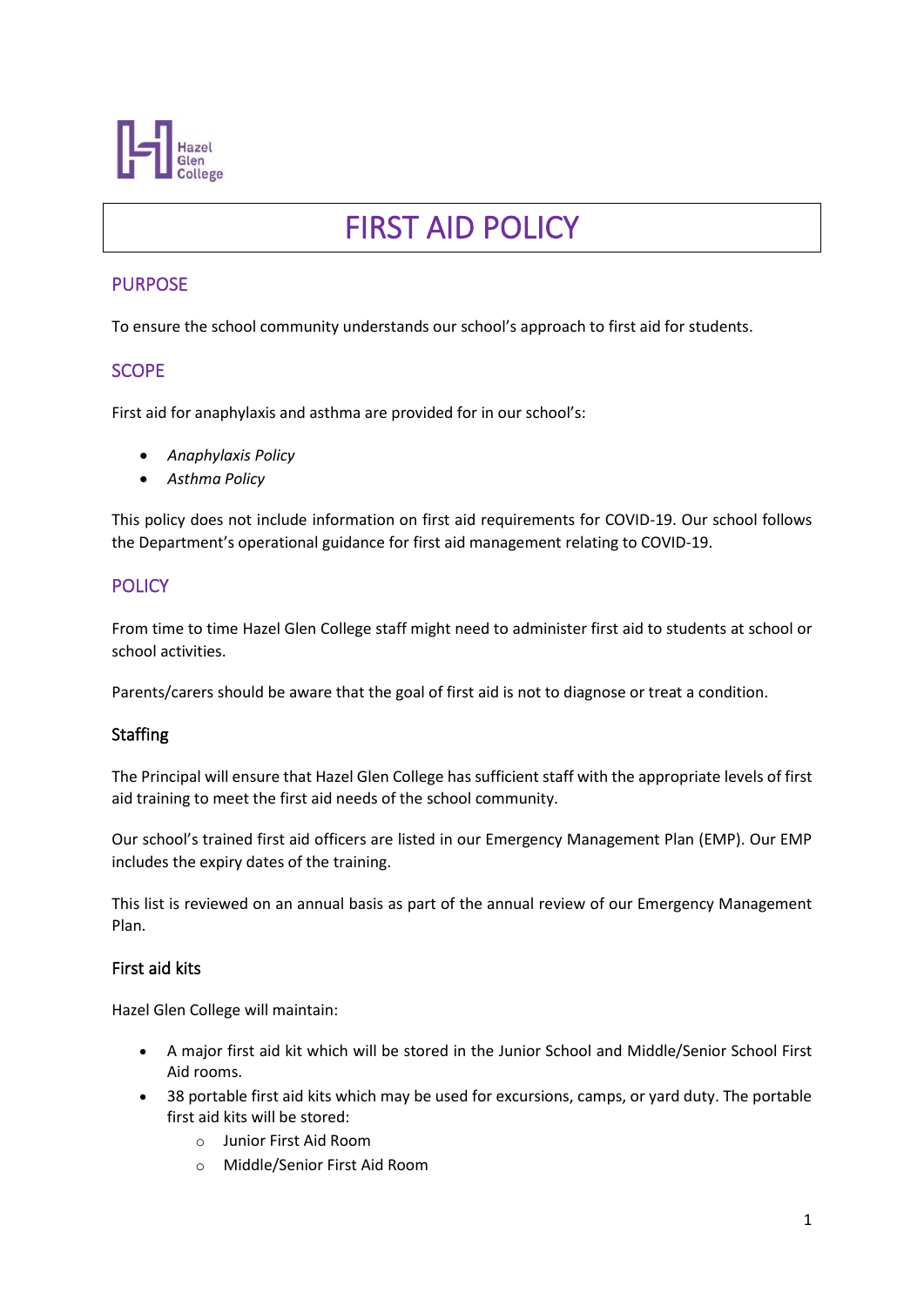Hazel Glen College

# FIRST AID POLICY

## PURPOSE

To ensure the school community understands our school's approach to first aid for students.

## SCOPE

First aid for anaphylaxis and asthma are provided for in our school's:

- *Anaphylaxis Policy*
- *Asthma Policy*

This policy does not include information on first aid requirements for COVID-19. Our school follows the Department's operational guidance for first aid management relating to COVID-19.

## POLICY

From time to time Hazel Glen College staff might need to administer first aid to students at school or school activities.

Parents/carers should be aware that the goal of first aid is not to diagnose or treat a condition.

### Staffing

The Principal will ensure that Hazel Glen College has sufficient staff with the appropriate levels of first aid training to meet the first aid needs of the school community.

Our school's trained first aid officers are listed in our Emergency Management Plan (EMP). Our EMP includes the expiry dates of the training.

This list is reviewed on an annual basis as part of the annual review of our Emergency Management Plan.

### First aid kits

Hazel Glen College will maintain:

- A major first aid kit which will be stored in the Junior School and Middle/Senior School First Aid rooms.
- 38 portable first aid kits which may be used for excursions, camps, or yard duty. The portable first aid kits will be stored:
  - Junior First Aid Room
  - Middle/Senior First Aid Room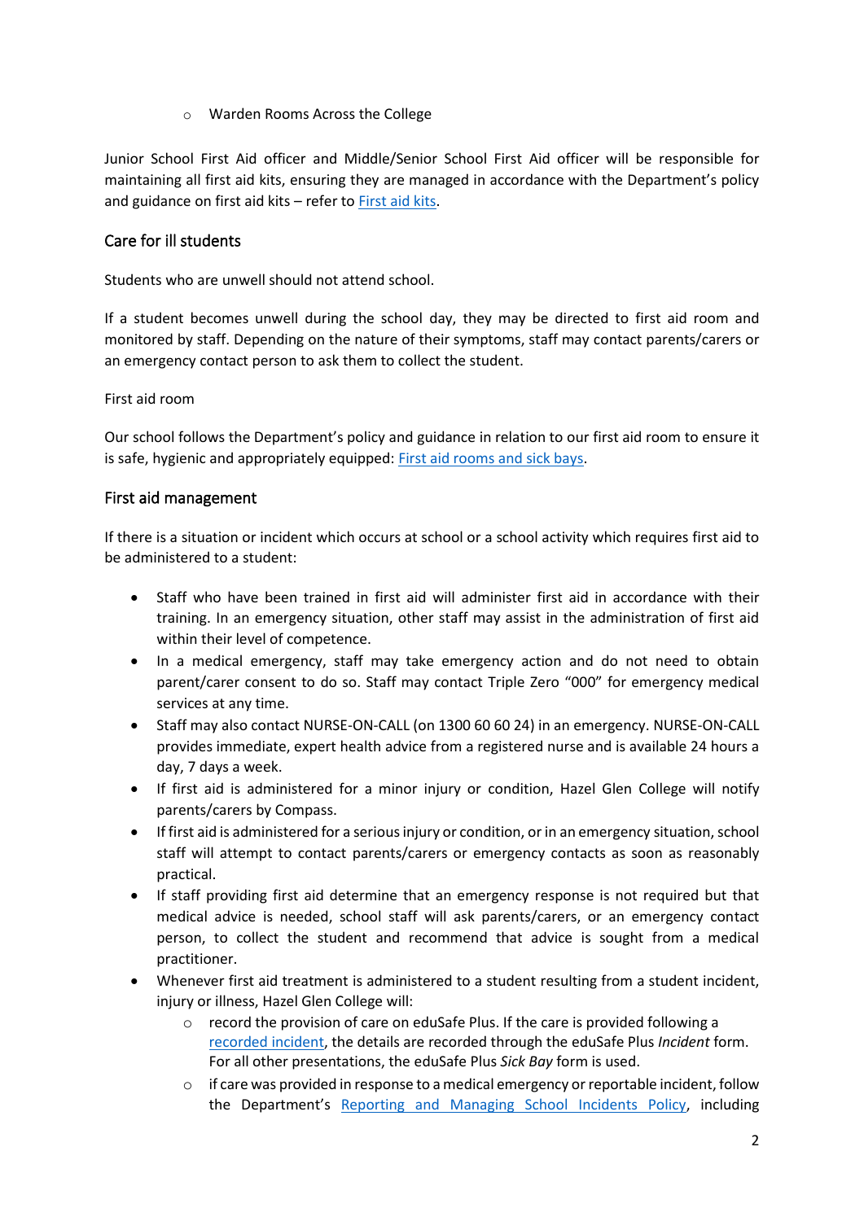- Warden Rooms Across the College

Junior School First Aid officer and Middle/Senior School First Aid officer will be responsible for maintaining all first aid kits, ensuring they are managed in accordance with the Department's policy and guidance on first aid kits – refer to [First aid kits](#).

## Care for ill students

Students who are unwell should not attend school.

If a student becomes unwell during the school day, they may be directed to first aid room and monitored by staff. Depending on the nature of their symptoms, staff may contact parents/carers or an emergency contact person to ask them to collect the student.

First aid room

Our school follows the Department's policy and guidance in relation to our first aid room to ensure it is safe, hygienic and appropriately equipped: [First aid rooms and sick bays](#).

## First aid management

If there is a situation or incident which occurs at school or a school activity which requires first aid to be administered to a student:

- Staff who have been trained in first aid will administer first aid in accordance with their training. In an emergency situation, other staff may assist in the administration of first aid within their level of competence.
- In a medical emergency, staff may take emergency action and do not need to obtain parent/carer consent to do so. Staff may contact Triple Zero "000" for emergency medical services at any time.
- Staff may also contact NURSE-ON-CALL (on 1300 60 60 24) in an emergency. NURSE-ON-CALL provides immediate, expert health advice from a registered nurse and is available 24 hours a day, 7 days a week.
- If first aid is administered for a minor injury or condition, Hazel Glen College will notify parents/carers by Compass.
- If first aid is administered for a serious injury or condition, or in an emergency situation, school staff will attempt to contact parents/carers or emergency contacts as soon as reasonably practical.
- If staff providing first aid determine that an emergency response is not required but that medical advice is needed, school staff will ask parents/carers, or an emergency contact person, to collect the student and recommend that advice is sought from a medical practitioner.
- Whenever first aid treatment is administered to a student resulting from a student incident, injury or illness, Hazel Glen College will:
  - record the provision of care on eduSafe Plus. If the care is provided following a [recorded incident](#), the details are recorded through the eduSafe Plus *Incident* form. For all other presentations, the eduSafe Plus *Sick Bay* form is used.
  - if care was provided in response to a medical emergency or reportable incident, follow the Department's [Reporting and Managing School Incidents Policy](#), including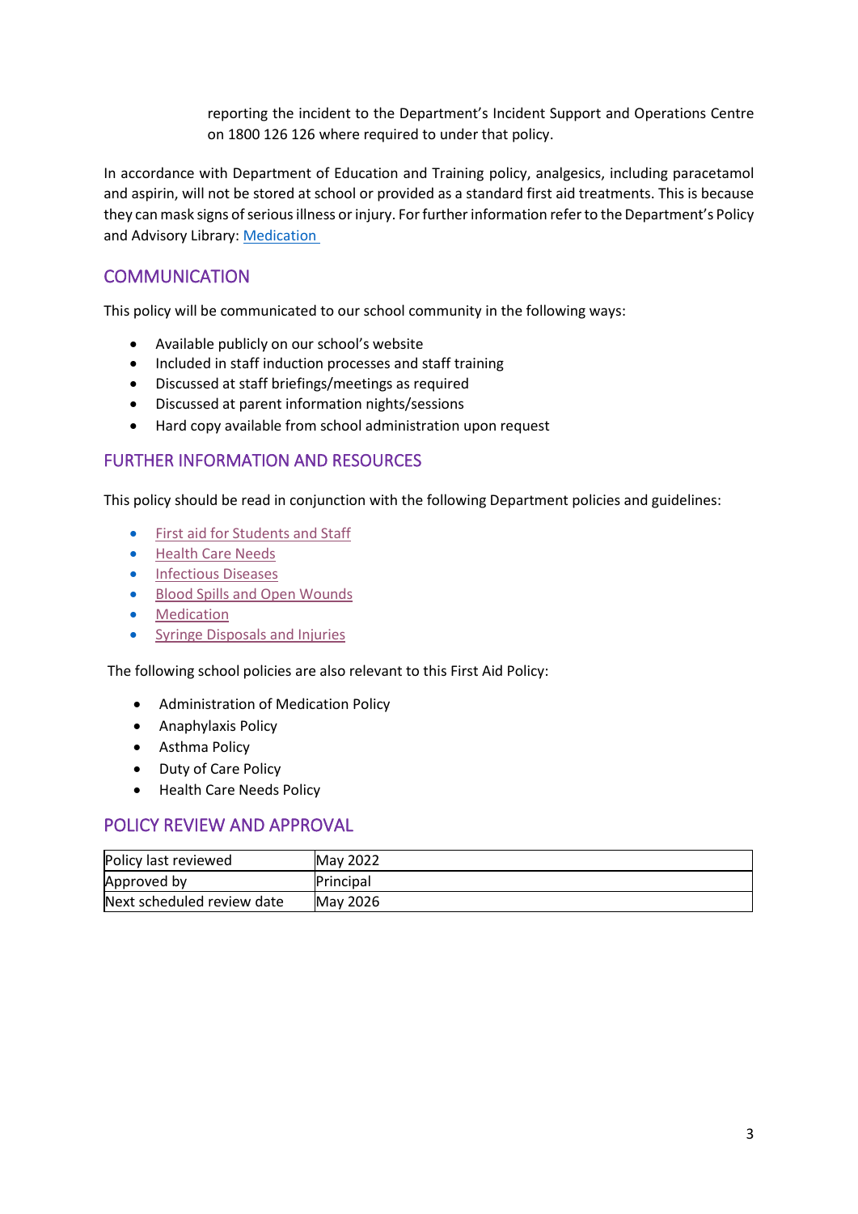reporting the incident to the Department's Incident Support and Operations Centre on 1800 126 126 where required to under that policy.

In accordance with Department of Education and Training policy, analgesics, including paracetamol and aspirin, will not be stored at school or provided as a standard first aid treatments. This is because they can mask signs of serious illness or injury. For further information refer to the Department's Policy and Advisory Library: Medication

## COMMUNICATION

This policy will be communicated to our school community in the following ways:

- Available publicly on our school's website
- Included in staff induction processes and staff training
- Discussed at staff briefings/meetings as required
- Discussed at parent information nights/sessions
- Hard copy available from school administration upon request

## FURTHER INFORMATION AND RESOURCES

This policy should be read in conjunction with the following Department policies and guidelines:

- First aid for Students and Staff
- Health Care Needs
- Infectious Diseases
- Blood Spills and Open Wounds
- Medication
- Syringe Disposals and Injuries

The following school policies are also relevant to this First Aid Policy:

- Administration of Medication Policy
- Anaphylaxis Policy
- Asthma Policy
- Duty of Care Policy
- Health Care Needs Policy

## POLICY REVIEW AND APPROVAL

| | |
|---|---|
| Policy last reviewed | May 2022 |
| Approved by | Principal |
| Next scheduled review date | May 2026 |